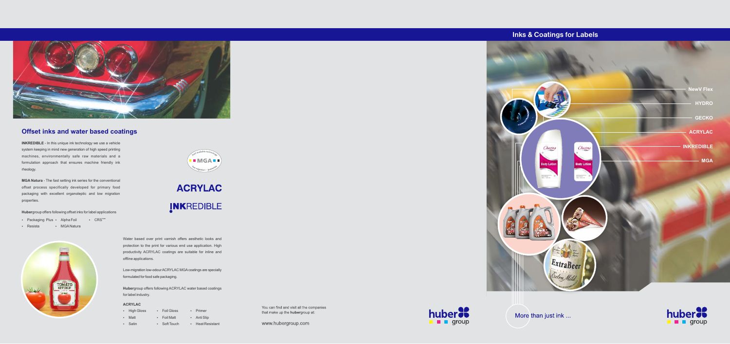## Offset inks and water based coatings

**INKREDIBLE** - In this unique ink technology we use a vehicle system keeping in mind new generation of high speed printing machines, environmentally safe raw materials and a formulation approach that ensures machine friendly ink rheology.

**MGA Natura** - The fast setting ink series for the conventional offset process specifically developed for primary food packaging with excellent organoleptic and low migration properties.

**Huber**group offers following offset inks for label applications

- Packaging Plus
- Alpha Foil
- CRS
- Resista
- MGA Natura

**ACRYLAC**

**INKREDIBLE**

Water based over print varnish offers aesthetic looks and protection to the print for various end use application. High productivity ACRYLAC coatings are suitable for inline and offline applications.

Low-migration low-odour ACRYLAC MGA coatings are specially formulated for food safe packaging.

**Huber**group offers following ACRYLAC water based coatings for label industry.

**ACRYLAC**

- High Gloss
- Foil Gloss
- Primer
- Matt
- Foil Matt
- Anti Slip
- Satin
- Soft Touch
- Heat Resistant

You can find and visit all the companies that make up the **huber**group at:

www.hubergroup.com

## Inks & Coatings for Labels

- NewV Flex
- HYDRO
- GECKO
- ACRYLAC
- INKREDIBLE
- MGA

More than just ink ...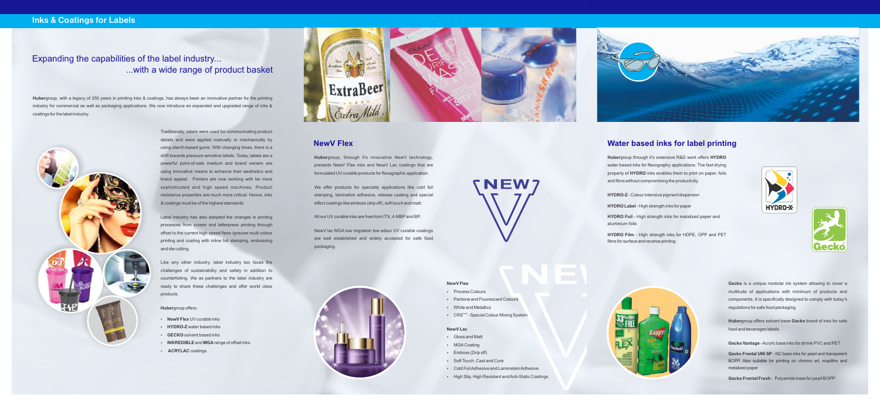## Inks & Coatings for Labels

# Expanding the capabilities of the label industry...
# ...with a wide range of product basket

**Huber**group, with a legacy of 250 years in printing inks & coatings, has always been an innovative partner for the printing industry for commercial as well as packaging applications. We now introduce an expanded and upgraded range of inks & coatings for the label industry.

Traditionally, labels were used for communicating product details and were applied manually or mechanically by using starch-based gums. With changing times, there is a shift towards pressure sensitive labels. Today, labels are a powerful point-of-sale medium and brand owners are using innovative means to enhance their aesthetics and brand appeal. Printers are now working with far more sophisticated and high speed machines. Product resistance properties are much more critical. Hence, inks & coatings must be of the highest standards.

Label industry has also adopted the changes in printing processes from screen and letterpress printing through offset to the current high speed flexo /gravure multi-colour printing and coating with inline foil stamping, embossing and die cutting.

Like any other industry, label industry too faces the challenges of sustainability and safety in addition to counterfeiting. We as partners to the label industry are ready to share these challenges and offer world class products.

**Huber**group offers:

- **NewV Flex** UV curable inks
- **HYDRO-Z** water based inks
- **GECKO** solvent based inks
- **INKREDIBLE** and **MGA** range of offset inks
- **ACRYLAC** coatings

## NewV Flex

**Huber**group, through it's innovative NewV technology, presents NewV Flex inks and NewV Lac coatings that are formulated UV curable products for flexographic application.

We offer products for specialty applications like cold foil stamping, lamination adhesive, release coating and special effect coatings like emboss (drip off), soft touch and matt.

All our UV curable inks are free from ITX, 4-MBP and BP.

NewV lac MGA low migration low odour UV curable coatings are well established and widely accepted for safe food packaging.

**NewV Flex**

- Process Colours
- Pantone and Fluorescent Colours
- White and Metallics
- CRS™ - Special Colour Mixing System

**NewV Lac**

- Gloss and Matt
- MGA Coating
- Emboss (Drip off)
- Soft Touch, Cast and Cure
- Cold Foil Adhesive and Lamination Adhesive
- High Slip, High Resistant and Anti-Static Coatings

## Water based inks for label printing

**Huber**group through it's extensive R&D work offers **HYDRO** water based inks for flexography applications. The fast drying property of **HYDRO** inks enables them to print on paper, foils and films without compromising the productivity.

**HYDRO-Z** - Colour intensive pigment dispersion

**HYDRO Label** - High strength inks for paper

**HYDRO Foil** - High strength inks for metalized paper and aluminium foils

**HYDRO Film** - High strength inks for HDPE, OPP and PET films for surface and reverse printing

**Gecko** is a unique modular ink system allowing to cover a multitude of applications with minimum of products and components. It is specifically designed to comply with today's regulations for safe food packaging.

**Huber**group offers solvent base **Gecko** brand of inks for safe food and beverages labels.

**Gecko Vantage** - Acrylic base inks for shrink PVC and PET

**Gecko Frontal UNI SP** - NC base inks for pearl and transparent BOPP. Also suitable for printing on chromo art, maplitho and metalized paper

**Gecko Frontal Fresh** - Polyamide base for pearl BOPP